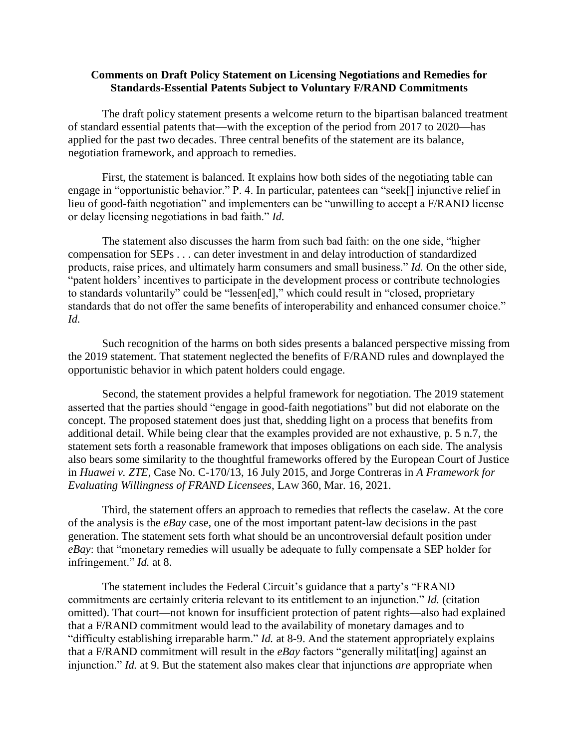**Comments on Draft Policy Statement on Licensing Negotiations and Remedies for Standards-Essential Patents Subject to Voluntary F/RAND Commitments**

The draft policy statement presents a welcome return to the bipartisan balanced treatment of standard essential patents that—with the exception of the period from 2017 to 2020—has applied for the past two decades. Three central benefits of the statement are its balance, negotiation framework, and approach to remedies.

First, the statement is balanced. It explains how both sides of the negotiating table can engage in "opportunistic behavior." P. 4. In particular, patentees can "seek[] injunctive relief in lieu of good-faith negotiation" and implementers can be "unwilling to accept a F/RAND license or delay licensing negotiations in bad faith." *Id.*

The statement also discusses the harm from such bad faith: on the one side, "higher compensation for SEPs . . . can deter investment in and delay introduction of standardized products, raise prices, and ultimately harm consumers and small business." *Id.* On the other side, "patent holders' incentives to participate in the development process or contribute technologies to standards voluntarily" could be "lessen[ed]," which could result in "closed, proprietary standards that do not offer the same benefits of interoperability and enhanced consumer choice." *Id.*

Such recognition of the harms on both sides presents a balanced perspective missing from the 2019 statement. That statement neglected the benefits of F/RAND rules and downplayed the opportunistic behavior in which patent holders could engage.

Second, the statement provides a helpful framework for negotiation. The 2019 statement asserted that the parties should "engage in good-faith negotiations" but did not elaborate on the concept. The proposed statement does just that, shedding light on a process that benefits from additional detail. While being clear that the examples provided are not exhaustive, p. 5 n.7, the statement sets forth a reasonable framework that imposes obligations on each side. The analysis also bears some similarity to the thoughtful frameworks offered by the European Court of Justice in *Huawei v. ZTE*, Case No. C-170/13, 16 July 2015, and Jorge Contreras in *A Framework for Evaluating Willingness of FRAND Licensees*, LAW 360, Mar. 16, 2021.

Third, the statement offers an approach to remedies that reflects the caselaw. At the core of the analysis is the *eBay* case, one of the most important patent-law decisions in the past generation. The statement sets forth what should be an uncontroversial default position under *eBay*: that "monetary remedies will usually be adequate to fully compensate a SEP holder for infringement." *Id.* at 8.

The statement includes the Federal Circuit's guidance that a party's "FRAND commitments are certainly criteria relevant to its entitlement to an injunction." *Id.* (citation omitted). That court—not known for insufficient protection of patent rights—also had explained that a F/RAND commitment would lead to the availability of monetary damages and to "difficulty establishing irreparable harm." *Id.* at 8-9. And the statement appropriately explains that a F/RAND commitment will result in the *eBay* factors "generally militat[ing] against an injunction." *Id.* at 9. But the statement also makes clear that injunctions *are* appropriate when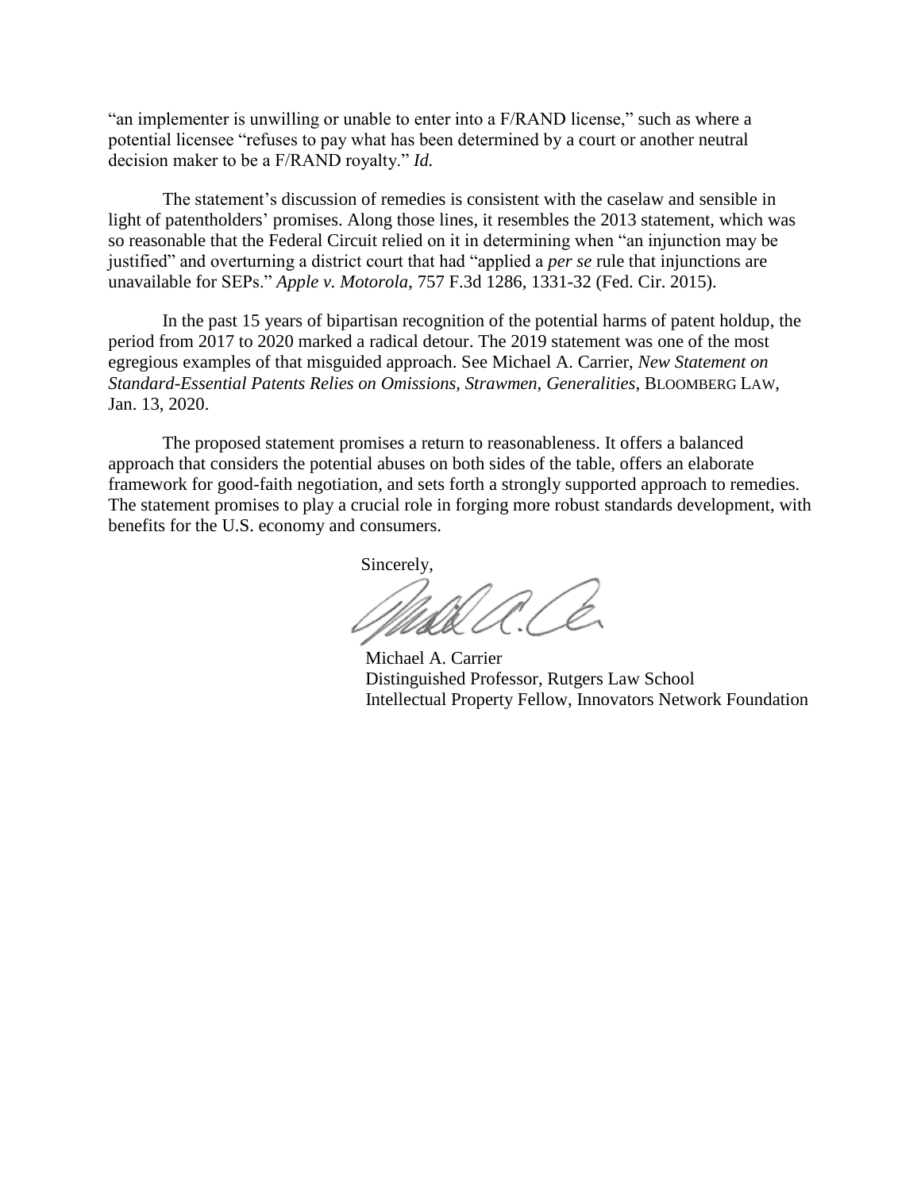"an implementer is unwilling or unable to enter into a F/RAND license," such as where a potential licensee "refuses to pay what has been determined by a court or another neutral decision maker to be a F/RAND royalty." *Id.*

The statement's discussion of remedies is consistent with the caselaw and sensible in light of patentholders' promises. Along those lines, it resembles the 2013 statement, which was so reasonable that the Federal Circuit relied on it in determining when "an injunction may be justified" and overturning a district court that had "applied a *per se* rule that injunctions are unavailable for SEPs." *Apple v. Motorola*, 757 F.3d 1286, 1331-32 (Fed. Cir. 2015).

In the past 15 years of bipartisan recognition of the potential harms of patent holdup, the period from 2017 to 2020 marked a radical detour. The 2019 statement was one of the most egregious examples of that misguided approach. See Michael A. Carrier, *New Statement on Standard-Essential Patents Relies on Omissions, Strawmen, Generalities*, BLOOMBERG LAW, Jan. 13, 2020.

The proposed statement promises a return to reasonableness. It offers a balanced approach that considers the potential abuses on both sides of the table, offers an elaborate framework for good-faith negotiation, and sets forth a strongly supported approach to remedies. The statement promises to play a crucial role in forging more robust standards development, with benefits for the U.S. economy and consumers.

Sincerely,

Michael A. Carrier
Distinguished Professor, Rutgers Law School
Intellectual Property Fellow, Innovators Network Foundation